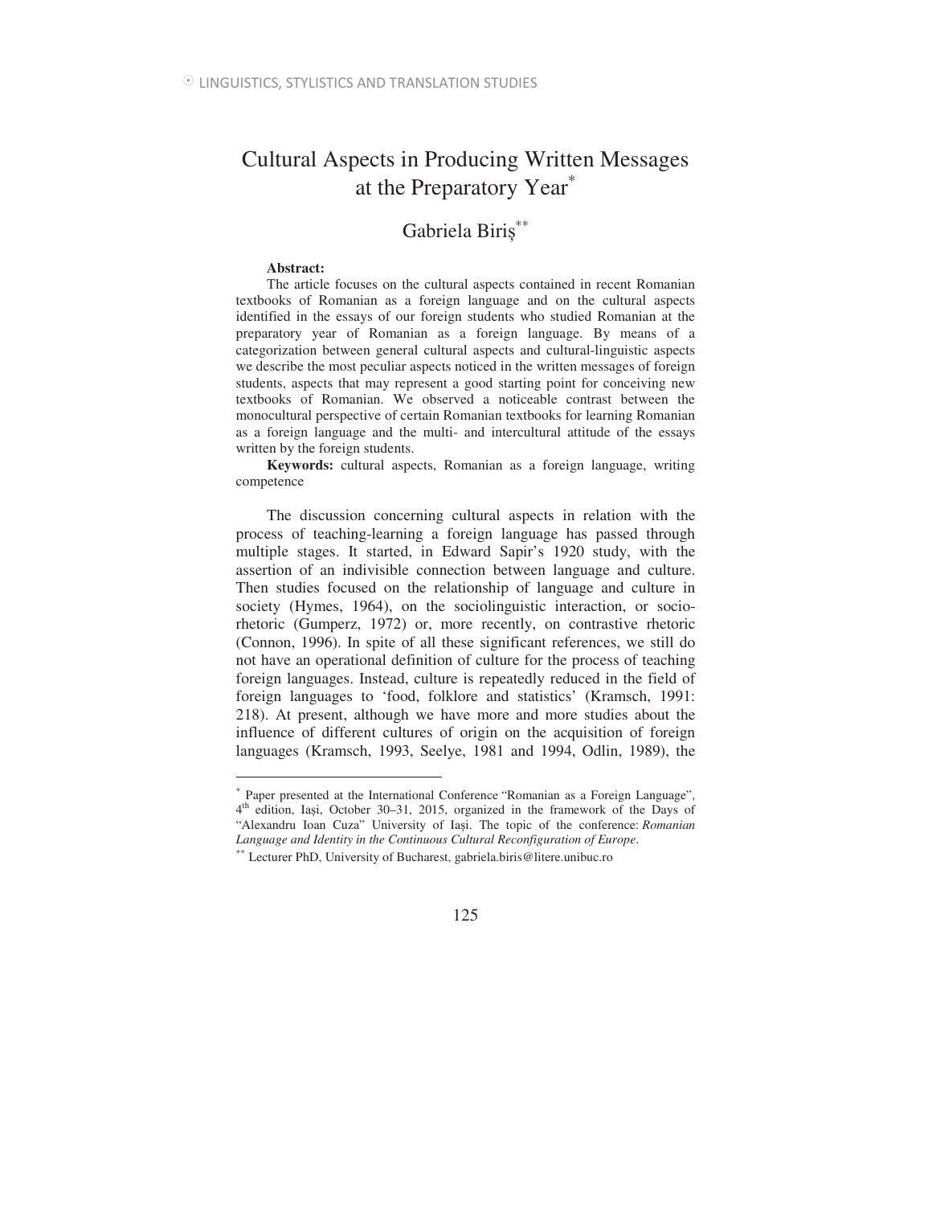# Cultural Aspects in Producing Written Messages at the Preparatory Year*

Gabriela Biriș**

**Abstract:**

The article focuses on the cultural aspects contained in recent Romanian textbooks of Romanian as a foreign language and on the cultural aspects identified in the essays of our foreign students who studied Romanian at the preparatory year of Romanian as a foreign language. By means of a categorization between general cultural aspects and cultural-linguistic aspects we describe the most peculiar aspects noticed in the written messages of foreign students, aspects that may represent a good starting point for conceiving new textbooks of Romanian. We observed a noticeable contrast between the monocultural perspective of certain Romanian textbooks for learning Romanian as a foreign language and the multi- and intercultural attitude of the essays written by the foreign students.

**Keywords:** cultural aspects, Romanian as a foreign language, writing competence

The discussion concerning cultural aspects in relation with the process of teaching-learning a foreign language has passed through multiple stages. It started, in Edward Sapir's 1920 study, with the assertion of an indivisible connection between language and culture. Then studies focused on the relationship of language and culture in society (Hymes, 1964), on the sociolinguistic interaction, or socio-rhetoric (Gumperz, 1972) or, more recently, on contrastive rhetoric (Connon, 1996). In spite of all these significant references, we still do not have an operational definition of culture for the process of teaching foreign languages. Instead, culture is repeatedly reduced in the field of foreign languages to 'food, folklore and statistics' (Kramsch, 1991: 218). At present, although we have more and more studies about the influence of different cultures of origin on the acquisition of foreign languages (Kramsch, 1993, Seelye, 1981 and 1994, Odlin, 1989), the

---

* Paper presented at the International Conference "Romanian as a Foreign Language", 4th edition, Iași, October 30–31, 2015, organized in the framework of the Days of "Alexandru Ioan Cuza" University of Iași. The topic of the conference: *Romanian Language and Identity in the Continuous Cultural Reconfiguration of Europe*.

** Lecturer PhD, University of Bucharest, gabriela.biris@litere.unibuc.ro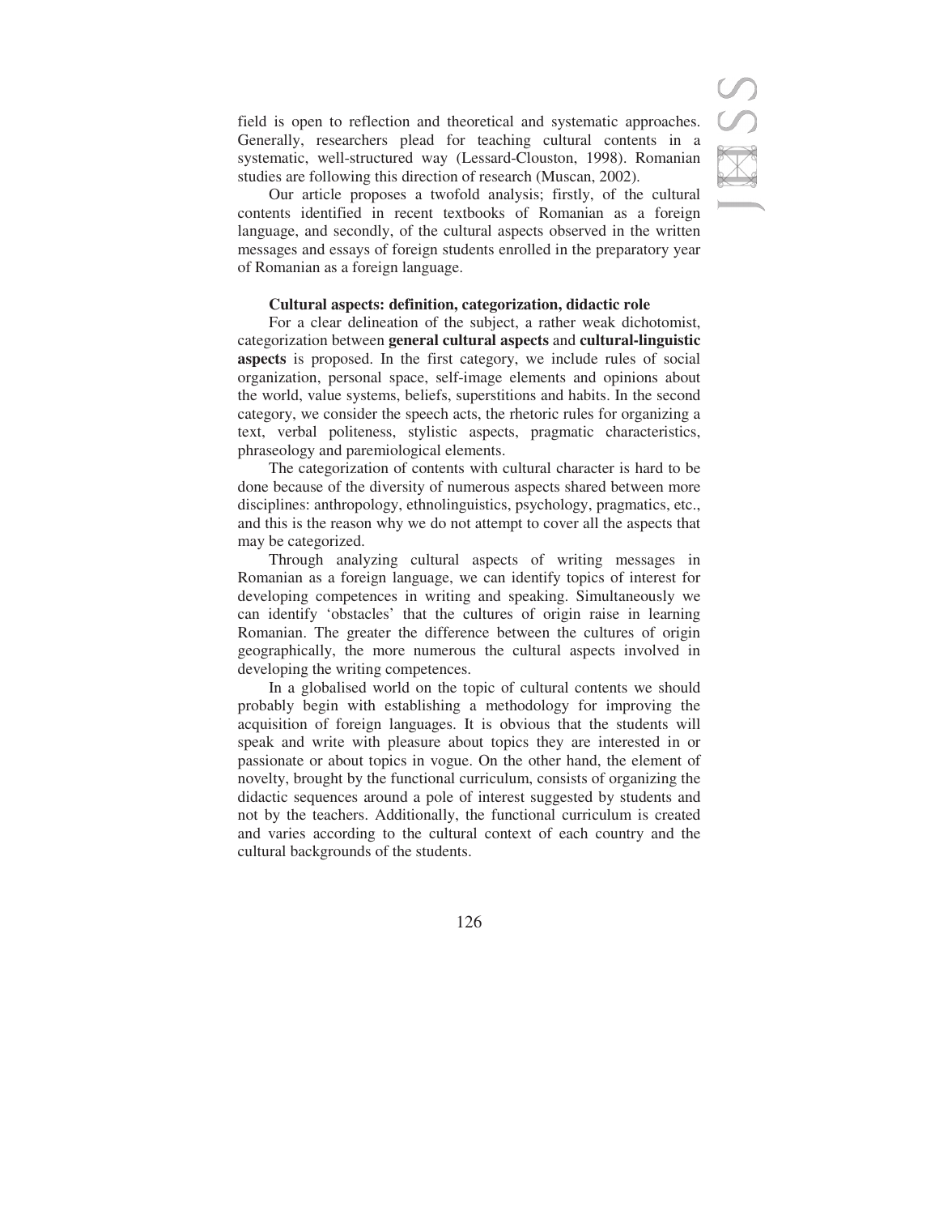field is open to reflection and theoretical and systematic approaches. Generally, researchers plead for teaching cultural contents in a systematic, well-structured way (Lessard-Clouston, 1998). Romanian studies are following this direction of research (Muscan, 2002).

Our article proposes a twofold analysis; firstly, of the cultural contents identified in recent textbooks of Romanian as a foreign language, and secondly, of the cultural aspects observed in the written messages and essays of foreign students enrolled in the preparatory year of Romanian as a foreign language.

### Cultural aspects: definition, categorization, didactic role

For a clear delineation of the subject, a rather weak dichotomist, categorization between **general cultural aspects** and **cultural-linguistic aspects** is proposed. In the first category, we include rules of social organization, personal space, self-image elements and opinions about the world, value systems, beliefs, superstitions and habits. In the second category, we consider the speech acts, the rhetoric rules for organizing a text, verbal politeness, stylistic aspects, pragmatic characteristics, phraseology and paremiological elements.

The categorization of contents with cultural character is hard to be done because of the diversity of numerous aspects shared between more disciplines: anthropology, ethnolinguistics, psychology, pragmatics, etc., and this is the reason why we do not attempt to cover all the aspects that may be categorized.

Through analyzing cultural aspects of writing messages in Romanian as a foreign language, we can identify topics of interest for developing competences in writing and speaking. Simultaneously we can identify 'obstacles' that the cultures of origin raise in learning Romanian. The greater the difference between the cultures of origin geographically, the more numerous the cultural aspects involved in developing the writing competences.

In a globalised world on the topic of cultural contents we should probably begin with establishing a methodology for improving the acquisition of foreign languages. It is obvious that the students will speak and write with pleasure about topics they are interested in or passionate or about topics in vogue. On the other hand, the element of novelty, brought by the functional curriculum, consists of organizing the didactic sequences around a pole of interest suggested by students and not by the teachers. Additionally, the functional curriculum is created and varies according to the cultural context of each country and the cultural backgrounds of the students.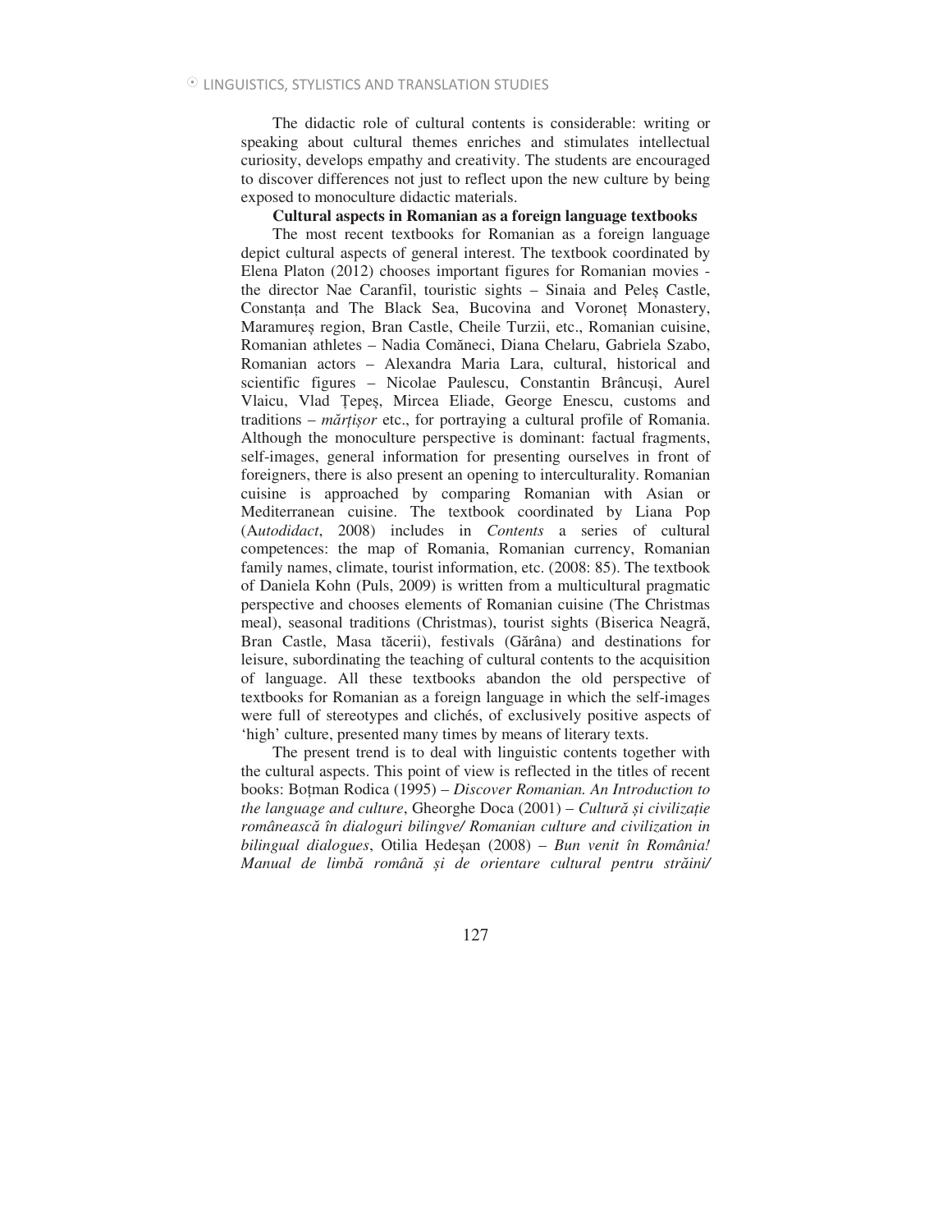The didactic role of cultural contents is considerable: writing or speaking about cultural themes enriches and stimulates intellectual curiosity, develops empathy and creativity. The students are encouraged to discover differences not just to reflect upon the new culture by being exposed to monoculture didactic materials.

**Cultural aspects in Romanian as a foreign language textbooks**

The most recent textbooks for Romanian as a foreign language depict cultural aspects of general interest. The textbook coordinated by Elena Platon (2012) chooses important figures for Romanian movies - the director Nae Caranfil, touristic sights – Sinaia and Peleș Castle, Constanța and The Black Sea, Bucovina and Voroneț Monastery, Maramureș region, Bran Castle, Cheile Turzii, etc., Romanian cuisine, Romanian athletes – Nadia Comăneci, Diana Chelaru, Gabriela Szabo, Romanian actors – Alexandra Maria Lara, cultural, historical and scientific figures – Nicolae Paulescu, Constantin Brâncuși, Aurel Vlaicu, Vlad Țepeș, Mircea Eliade, George Enescu, customs and traditions – *mărțișor* etc., for portraying a cultural profile of Romania. Although the monoculture perspective is dominant: factual fragments, self-images, general information for presenting ourselves in front of foreigners, there is also present an opening to interculturality. Romanian cuisine is approached by comparing Romanian with Asian or Mediterranean cuisine. The textbook coordinated by Liana Pop (A*utodidact*, 2008) includes in *Contents* a series of cultural competences: the map of Romania, Romanian currency, Romanian family names, climate, tourist information, etc. (2008: 85). The textbook of Daniela Kohn (Puls, 2009) is written from a multicultural pragmatic perspective and chooses elements of Romanian cuisine (The Christmas meal), seasonal traditions (Christmas), tourist sights (Biserica Neagră, Bran Castle, Masa tăcerii), festivals (Gărâna) and destinations for leisure, subordinating the teaching of cultural contents to the acquisition of language. All these textbooks abandon the old perspective of textbooks for Romanian as a foreign language in which the self-images were full of stereotypes and clichés, of exclusively positive aspects of 'high' culture, presented many times by means of literary texts.

The present trend is to deal with linguistic contents together with the cultural aspects. This point of view is reflected in the titles of recent books: Boțman Rodica (1995) – *Discover Romanian. An Introduction to the language and culture*, Gheorghe Doca (2001) – *Cultură și civilizație românească în dialoguri bilingve/ Romanian culture and civilization in bilingual dialogues*, Otilia Hedeșan (2008) – *Bun venit în România! Manual de limbă română și de orientare cultural pentru străini/*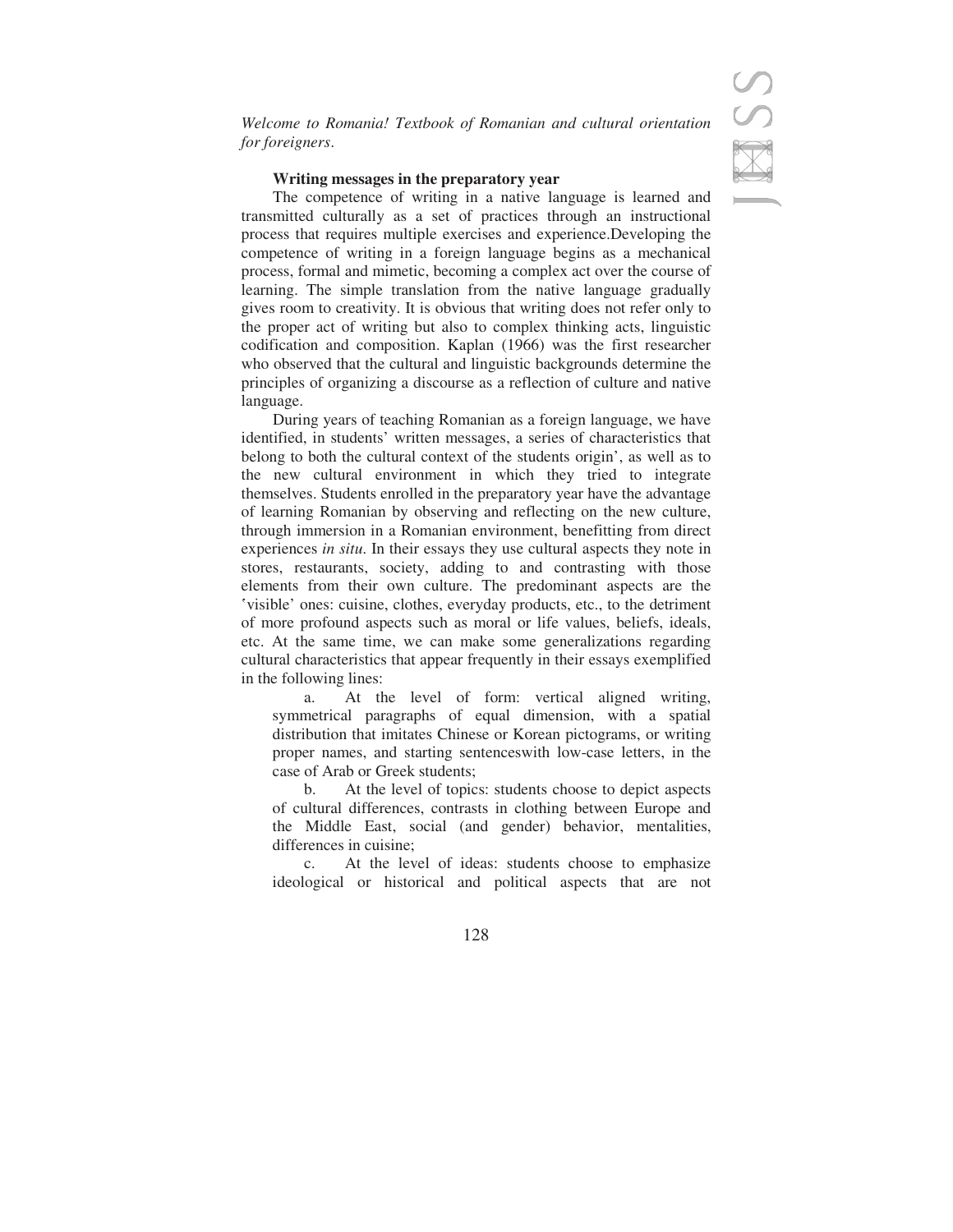*Welcome to Romania! Textbook of Romanian and cultural orientation for foreigners*.

**Writing messages in the preparatory year**

The competence of writing in a native language is learned and transmitted culturally as a set of practices through an instructional process that requires multiple exercises and experience.Developing the competence of writing in a foreign language begins as a mechanical process, formal and mimetic, becoming a complex act over the course of learning. The simple translation from the native language gradually gives room to creativity. It is obvious that writing does not refer only to the proper act of writing but also to complex thinking acts, linguistic codification and composition. Kaplan (1966) was the first researcher who observed that the cultural and linguistic backgrounds determine the principles of organizing a discourse as a reflection of culture and native language.

During years of teaching Romanian as a foreign language, we have identified, in students' written messages, a series of characteristics that belong to both the cultural context of the students origin', as well as to the new cultural environment in which they tried to integrate themselves. Students enrolled in the preparatory year have the advantage of learning Romanian by observing and reflecting on the new culture, through immersion in a Romanian environment, benefitting from direct experiences *in situ*. In their essays they use cultural aspects they note in stores, restaurants, society, adding to and contrasting with those elements from their own culture. The predominant aspects are the 'visible' ones: cuisine, clothes, everyday products, etc., to the detriment of more profound aspects such as moral or life values, beliefs, ideals, etc. At the same time, we can make some generalizations regarding cultural characteristics that appear frequently in their essays exemplified in the following lines:

a. At the level of form: vertical aligned writing, symmetrical paragraphs of equal dimension, with a spatial distribution that imitates Chinese or Korean pictograms, or writing proper names, and starting sentenceswith low-case letters, in the case of Arab or Greek students;

b. At the level of topics: students choose to depict aspects of cultural differences, contrasts in clothing between Europe and the Middle East, social (and gender) behavior, mentalities, differences in cuisine;

c. At the level of ideas: students choose to emphasize ideological or historical and political aspects that are not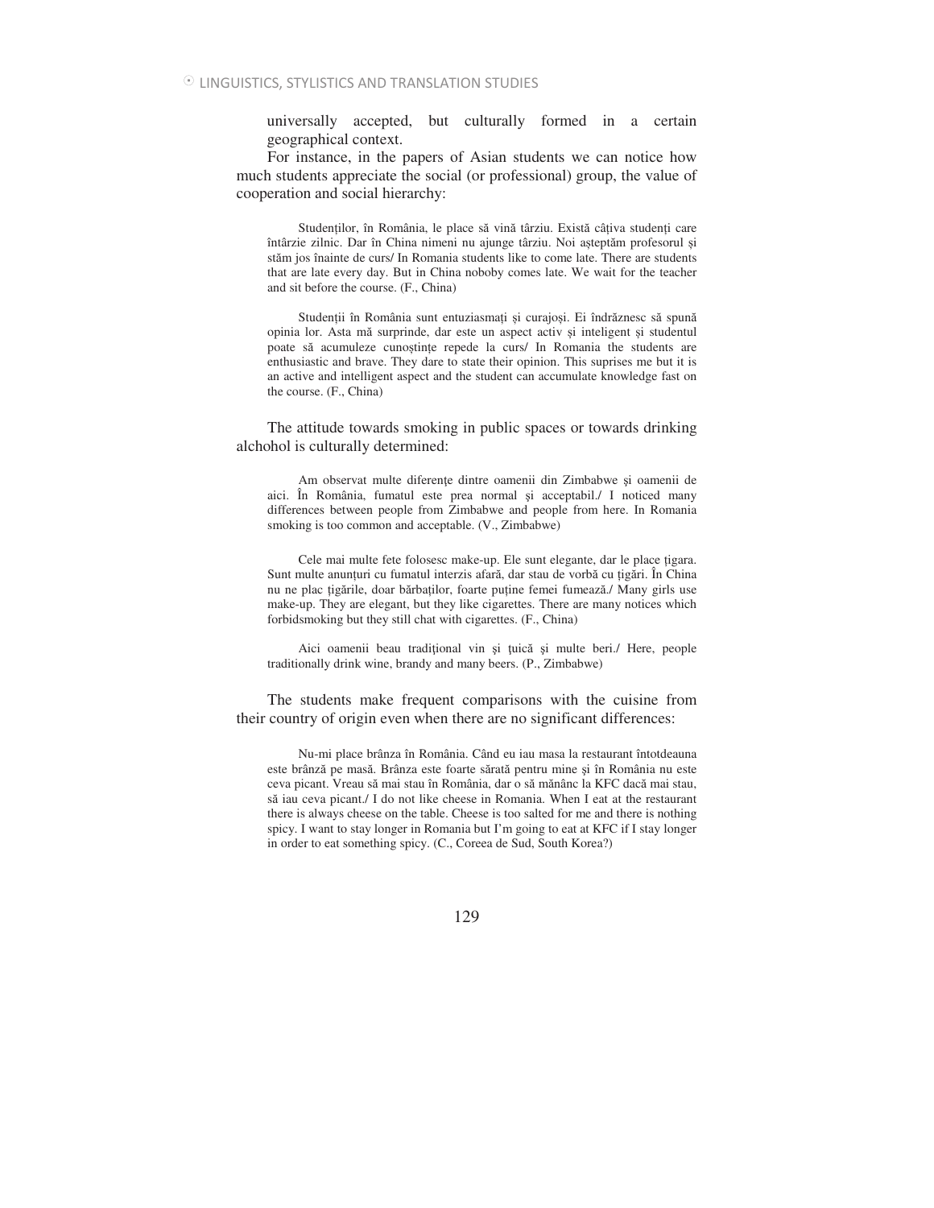universally accepted, but culturally formed in a certain geographical context.

For instance, in the papers of Asian students we can notice how much students appreciate the social (or professional) group, the value of cooperation and social hierarchy:

> Studenților, în România, le place să vină târziu. Există câțiva studenți care întârzie zilnic. Dar în China nimeni nu ajunge târziu. Noi așteptăm profesorul și stăm jos înainte de curs/ In Romania students like to come late. There are students that are late every day. But in China noboby comes late. We wait for the teacher and sit before the course. (F., China)

> Studenții în România sunt entuziasmați și curajoși. Ei îndrăznesc să spună opinia lor. Asta mă surprinde, dar este un aspect activ și inteligent și studentul poate să acumuleze cunoștințe repede la curs/ In Romania the students are enthusiastic and brave. They dare to state their opinion. This suprises me but it is an active and intelligent aspect and the student can accumulate knowledge fast on the course. (F., China)

The attitude towards smoking in public spaces or towards drinking alchohol is culturally determined:

> Am observat multe diferențe dintre oamenii din Zimbabwe și oamenii de aici. În România, fumatul este prea normal și acceptabil./ I noticed many differences between people from Zimbabwe and people from here. In Romania smoking is too common and acceptable. (V., Zimbabwe)

> Cele mai multe fete folosesc make-up. Ele sunt elegante, dar le place țigara. Sunt multe anunțuri cu fumatul interzis afară, dar stau de vorbă cu țigări. În China nu ne plac țigările, doar bărbaților, foarte puține femei fumează./ Many girls use make-up. They are elegant, but they like cigarettes. There are many notices which forbidsmoking but they still chat with cigarettes. (F., China)

> Aici oamenii beau tradițional vin și țuică și multe beri./ Here, people traditionally drink wine, brandy and many beers. (P., Zimbabwe)

The students make frequent comparisons with the cuisine from their country of origin even when there are no significant differences:

> Nu-mi place brânza în România. Când eu iau masa la restaurant întotdeauna este brânză pe masă. Brânza este foarte sărată pentru mine și în România nu este ceva picant. Vreau să mai stau în România, dar o să mănânc la KFC dacă mai stau, să iau ceva picant./ I do not like cheese in Romania. When I eat at the restaurant there is always cheese on the table. Cheese is too salted for me and there is nothing spicy. I want to stay longer in Romania but I'm going to eat at KFC if I stay longer in order to eat something spicy. (C., Coreea de Sud, South Korea?)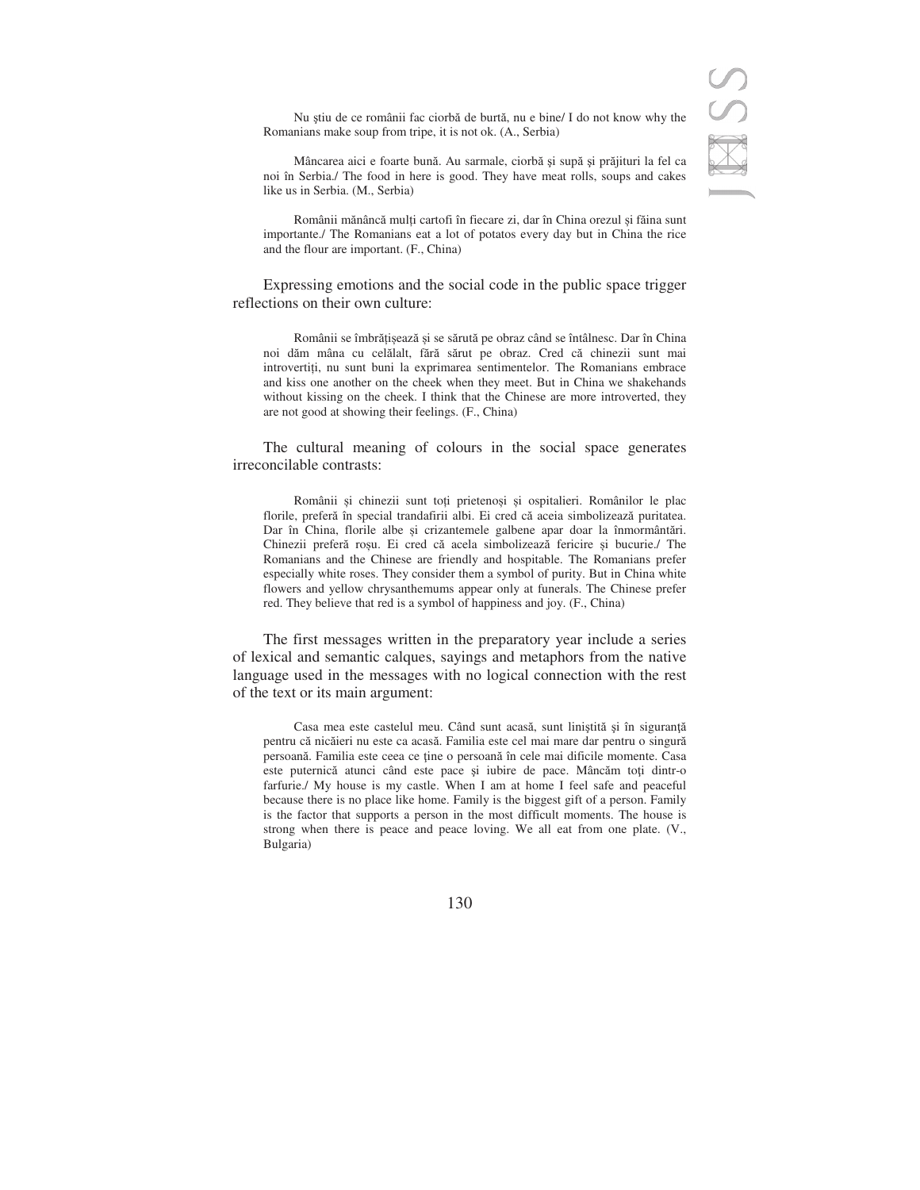> Nu ştiu de ce românii fac ciorbă de burtă, nu e bine/ I do not know why the Romanians make soup from tripe, it is not ok. (A., Serbia)

> Mâncarea aici e foarte bună. Au sarmale, ciorbă şi supă şi prăjituri la fel ca noi în Serbia./ The food in here is good. They have meat rolls, soups and cakes like us in Serbia. (M., Serbia)

> Românii mănâncă mulţi cartofi în fiecare zi, dar în China orezul şi făina sunt importante./ The Romanians eat a lot of potatos every day but in China the rice and the flour are important. (F., China)

Expressing emotions and the social code in the public space trigger reflections on their own culture:

> Românii se îmbrățișează și se sărută pe obraz când se întâlnesc. Dar în China noi dăm mâna cu celălalt, fără sărut pe obraz. Cred că chinezii sunt mai introvertiți, nu sunt buni la exprimarea sentimentelor. The Romanians embrace and kiss one another on the cheek when they meet. But in China we shakehands without kissing on the cheek. I think that the Chinese are more introverted, they are not good at showing their feelings. (F., China)

The cultural meaning of colours in the social space generates irreconcilable contrasts:

> Românii și chinezii sunt toți prietenoși și ospitalieri. Românilor le plac florile, preferă în special trandafirii albi. Ei cred că aceia simbolizează puritatea. Dar în China, florile albe și crizantemele galbene apar doar la înmormântări. Chinezii preferă roșu. Ei cred că acela simbolizează fericire și bucurie./ The Romanians and the Chinese are friendly and hospitable. The Romanians prefer especially white roses. They consider them a symbol of purity. But in China white flowers and yellow chrysanthemums appear only at funerals. The Chinese prefer red. They believe that red is a symbol of happiness and joy. (F., China)

The first messages written in the preparatory year include a series of lexical and semantic calques, sayings and metaphors from the native language used in the messages with no logical connection with the rest of the text or its main argument:

> Casa mea este castelul meu. Când sunt acasă, sunt liniştită şi în siguranţă pentru că nicăieri nu este ca acasă. Familia este cel mai mare dar pentru o singură persoană. Familia este ceea ce ține o persoană în cele mai dificile momente. Casa este puternică atunci când este pace şi iubire de pace. Mâncăm toţi dintr-o farfurie./ My house is my castle. When I am at home I feel safe and peaceful because there is no place like home. Family is the biggest gift of a person. Family is the factor that supports a person in the most difficult moments. The house is strong when there is peace and peace loving. We all eat from one plate. (V., Bulgaria)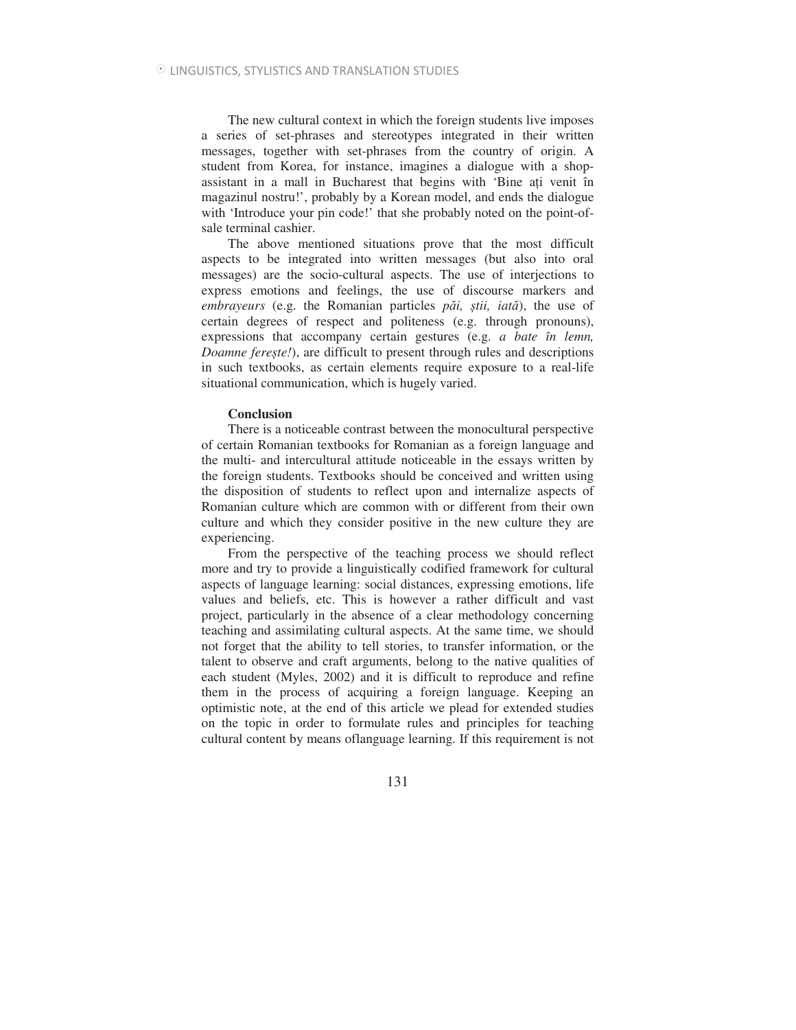The new cultural context in which the foreign students live imposes a series of set-phrases and stereotypes integrated in their written messages, together with set-phrases from the country of origin. A student from Korea, for instance, imagines a dialogue with a shop-assistant in a mall in Bucharest that begins with 'Bine ați venit în magazinul nostru!', probably by a Korean model, and ends the dialogue with 'Introduce your pin code!' that she probably noted on the point-of-sale terminal cashier.

The above mentioned situations prove that the most difficult aspects to be integrated into written messages (but also into oral messages) are the socio-cultural aspects. The use of interjections to express emotions and feelings, the use of discourse markers and *embrayeurs* (e.g. the Romanian particles *păi, știi, iată*), the use of certain degrees of respect and politeness (e.g. through pronouns), expressions that accompany certain gestures (e.g. *a bate în lemn, Doamne ferește!*), are difficult to present through rules and descriptions in such textbooks, as certain elements require exposure to a real-life situational communication, which is hugely varied.

**Conclusion**

There is a noticeable contrast between the monocultural perspective of certain Romanian textbooks for Romanian as a foreign language and the multi- and intercultural attitude noticeable in the essays written by the foreign students. Textbooks should be conceived and written using the disposition of students to reflect upon and internalize aspects of Romanian culture which are common with or different from their own culture and which they consider positive in the new culture they are experiencing.

From the perspective of the teaching process we should reflect more and try to provide a linguistically codified framework for cultural aspects of language learning: social distances, expressing emotions, life values and beliefs, etc. This is however a rather difficult and vast project, particularly in the absence of a clear methodology concerning teaching and assimilating cultural aspects. At the same time, we should not forget that the ability to tell stories, to transfer information, or the talent to observe and craft arguments, belong to the native qualities of each student (Myles, 2002) and it is difficult to reproduce and refine them in the process of acquiring a foreign language. Keeping an optimistic note, at the end of this article we plead for extended studies on the topic in order to formulate rules and principles for teaching cultural content by means oflanguage learning. If this requirement is not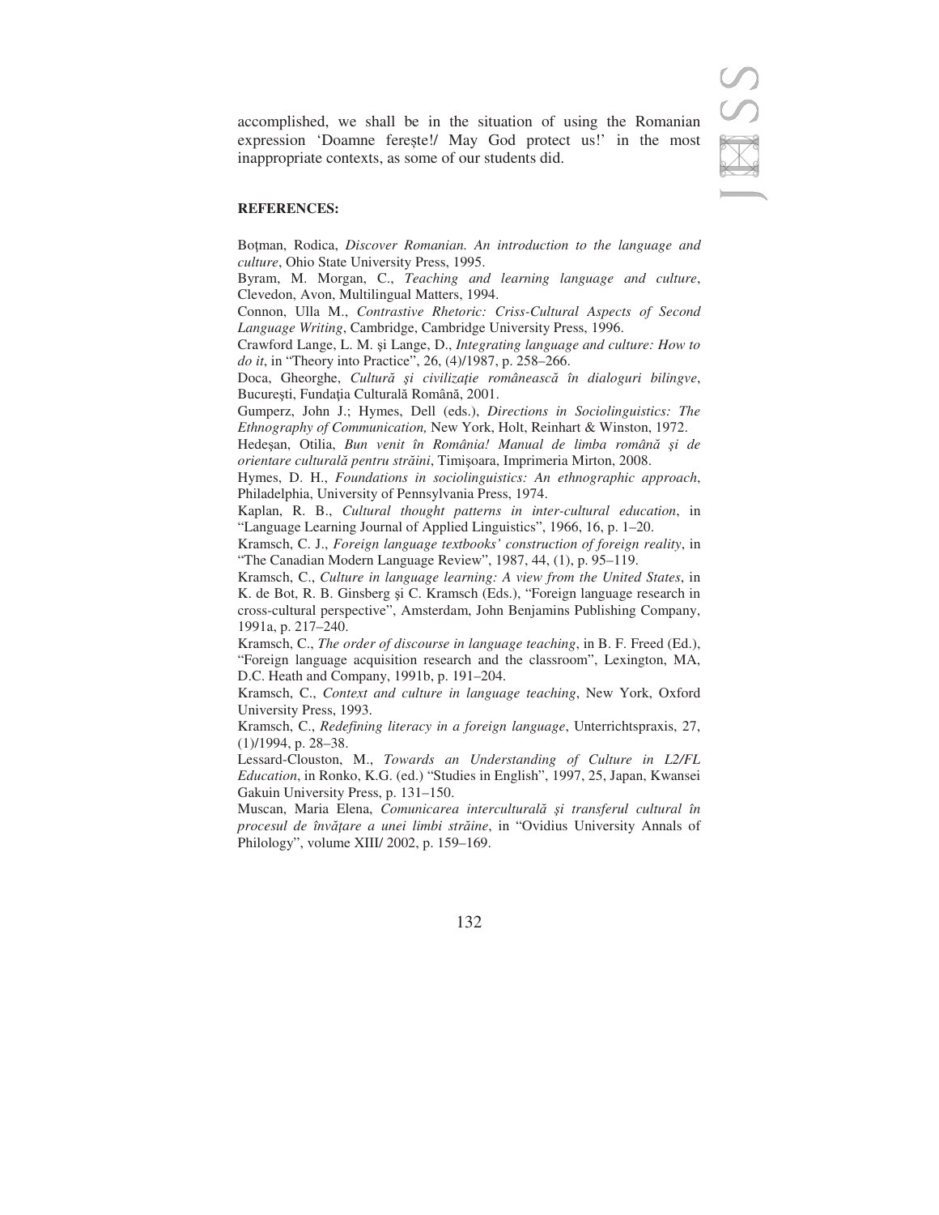accomplished, we shall be in the situation of using the Romanian expression 'Doamne ferește!/ May God protect us!' in the most inappropriate contexts, as some of our students did.

**REFERENCES:**

Boțman, Rodica, *Discover Romanian. An introduction to the language and culture*, Ohio State University Press, 1995.

Byram, M. Morgan, C., *Teaching and learning language and culture*, Clevedon, Avon, Multilingual Matters, 1994.

Connon, Ulla M., *Contrastive Rhetoric: Criss-Cultural Aspects of Second Language Writing*, Cambridge, Cambridge University Press, 1996.

Crawford Lange, L. M. și Lange, D., *Integrating language and culture: How to do it*, in "Theory into Practice", 26, (4)/1987, p. 258–266.

Doca, Gheorghe, *Cultură și civilizație românească în dialoguri bilingve*, București, Fundația Culturală Română, 2001.

Gumperz, John J.; Hymes, Dell (eds.), *Directions in Sociolinguistics: The Ethnography of Communication,* New York, Holt, Reinhart & Winston, 1972.

Hedeșan, Otilia, *Bun venit în România! Manual de limba română și de orientare culturală pentru străini*, Timișoara, Imprimeria Mirton, 2008.

Hymes, D. H., *Foundations in sociolinguistics: An ethnographic approach*, Philadelphia, University of Pennsylvania Press, 1974.

Kaplan, R. B., *Cultural thought patterns in inter-cultural education*, in "Language Learning Journal of Applied Linguistics", 1966, 16, p. 1–20.

Kramsch, C. J., *Foreign language textbooks' construction of foreign reality*, in "The Canadian Modern Language Review", 1987, 44, (1), p. 95–119.

Kramsch, C., *Culture in language learning: A view from the United States*, in K. de Bot, R. B. Ginsberg și C. Kramsch (Eds.), "Foreign language research in cross-cultural perspective", Amsterdam, John Benjamins Publishing Company, 1991a, p. 217–240.

Kramsch, C., *The order of discourse in language teaching*, in B. F. Freed (Ed.), "Foreign language acquisition research and the classroom", Lexington, MA, D.C. Heath and Company, 1991b, p. 191–204.

Kramsch, C., *Context and culture in language teaching*, New York, Oxford University Press, 1993.

Kramsch, C., *Redefining literacy in a foreign language*, Unterrichtspraxis, 27, (1)/1994, p. 28–38.

Lessard-Clouston, M., *Towards an Understanding of Culture in L2/FL Education*, in Ronko, K.G. (ed.) "Studies in English", 1997, 25, Japan, Kwansei Gakuin University Press, p. 131–150.

Muscan, Maria Elena, *Comunicarea interculturală și transferul cultural în procesul de învățare a unei limbi străine*, in "Ovidius University Annals of Philology", volume XIII/ 2002, p. 159–169.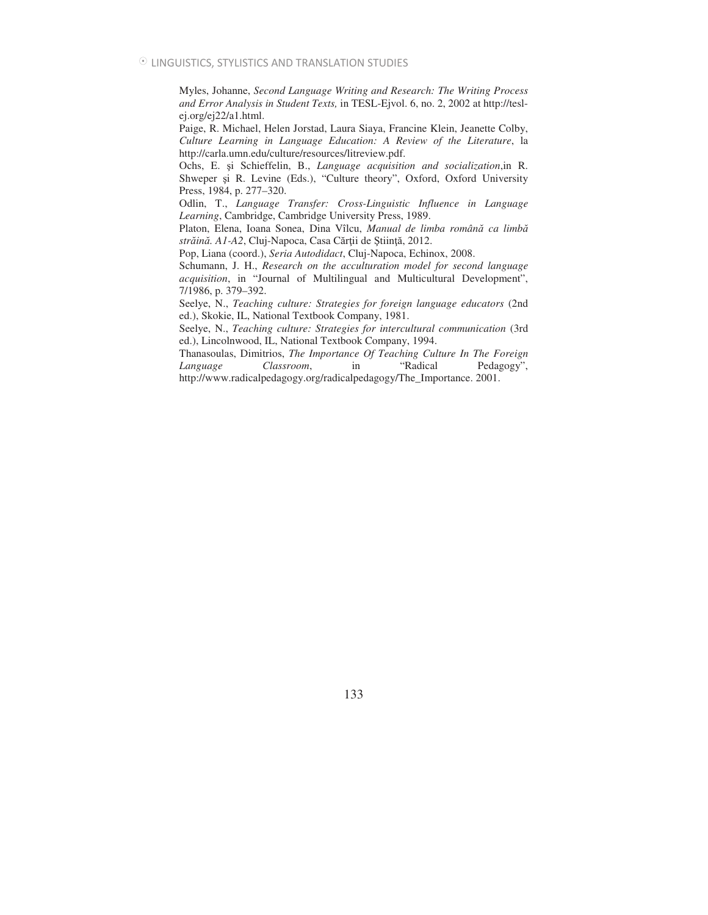Myles, Johanne, *Second Language Writing and Research: The Writing Process and Error Analysis in Student Texts,* in TESL-Ejvol. 6, no. 2, 2002 at http://tesl-ej.org/ej22/a1.html.

Paige, R. Michael, Helen Jorstad, Laura Siaya, Francine Klein, Jeanette Colby, *Culture Learning in Language Education: A Review of the Literature*, la http://carla.umn.edu/culture/resources/litreview.pdf.

Ochs, E. şi Schieffelin, B., *Language acquisition and socialization*,in R. Shweper şi R. Levine (Eds.), "Culture theory", Oxford, Oxford University Press, 1984, p. 277–320.

Odlin, T., *Language Transfer: Cross-Linguistic Influence in Language Learning*, Cambridge, Cambridge University Press, 1989.

Platon, Elena, Ioana Sonea, Dina Vîlcu, *Manual de limba română ca limbă străină. A1-A2*, Cluj-Napoca, Casa Cărţii de Ştiinţă, 2012.

Pop, Liana (coord.), *Seria Autodidact*, Cluj-Napoca, Echinox, 2008.

Schumann, J. H., *Research on the acculturation model for second language acquisition*, in "Journal of Multilingual and Multicultural Development", 7/1986, p. 379–392.

Seelye, N., *Teaching culture: Strategies for foreign language educators* (2nd ed.), Skokie, IL, National Textbook Company, 1981.

Seelye, N., *Teaching culture: Strategies for intercultural communication* (3rd ed.), Lincolnwood, IL, National Textbook Company, 1994.

Thanasoulas, Dimitrios, *The Importance Of Teaching Culture In The Foreign Language Classroom*, in "Radical Pedagogy", http://www.radicalpedagogy.org/radicalpedagogy/The_Importance. 2001.